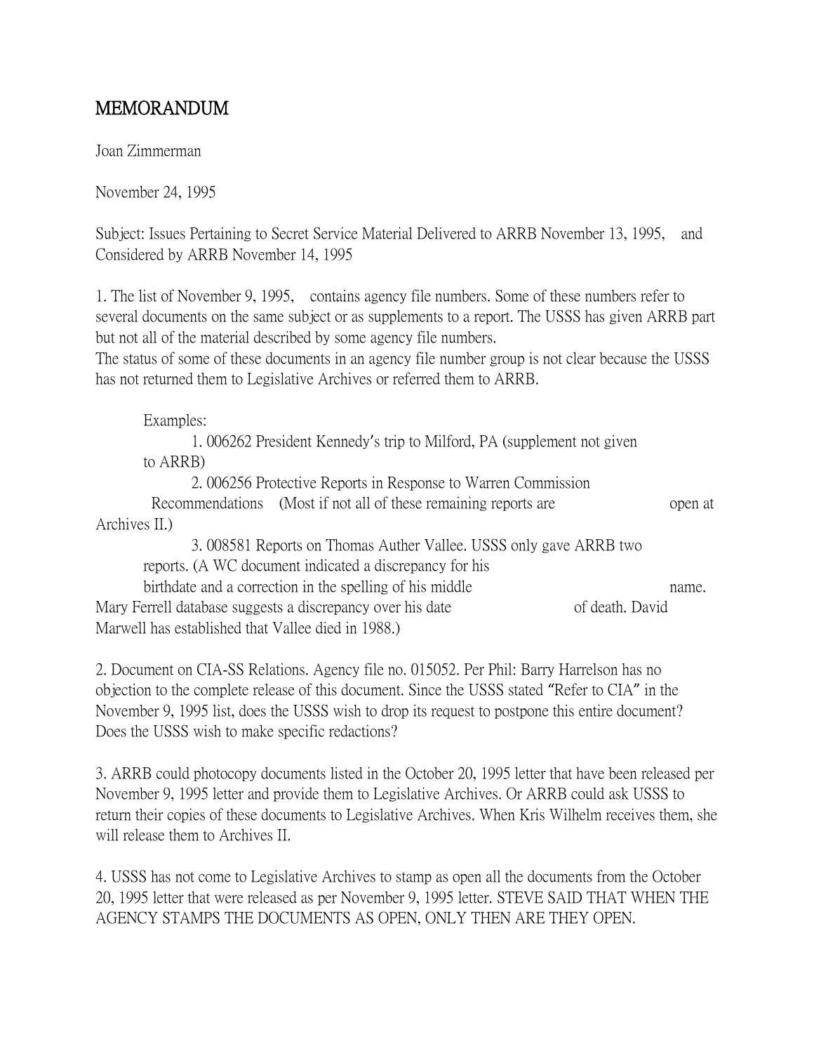# MEMORANDUM

Joan Zimmerman

November 24, 1995

Subject: Issues Pertaining to Secret Service Material Delivered to ARRB November 13, 1995, and Considered by ARRB November 14, 1995

1. The list of November 9, 1995, contains agency file numbers. Some of these numbers refer to several documents on the same subject or as supplements to a report. The USSS has given ARRB part but not all of the material described by some agency file numbers.
The status of some of these documents in an agency file number group is not clear because the USSS has not returned them to Legislative Archives or referred them to ARRB.

   Examples:
   1. 006262 President Kennedy's trip to Milford, PA (supplement not given to ARRB)
   2. 006256 Protective Reports in Response to Warren Commission Recommendations (Most if not all of these remaining reports are open at Archives II.)
   3. 008581 Reports on Thomas Auther Vallee. USSS only gave ARRB two reports. (A WC document indicated a discrepancy for his birthdate and a correction in the spelling of his middle name. Mary Ferrell database suggests a discrepancy over his date of death. David Marwell has established that Vallee died in 1988.)

2. Document on CIA-SS Relations. Agency file no. 015052. Per Phil: Barry Harrelson has no objection to the complete release of this document. Since the USSS stated "Refer to CIA" in the November 9, 1995 list, does the USSS wish to drop its request to postpone this entire document? Does the USSS wish to make specific redactions?

3. ARRB could photocopy documents listed in the October 20, 1995 letter that have been released per November 9, 1995 letter and provide them to Legislative Archives. Or ARRB could ask USSS to return their copies of these documents to Legislative Archives. When Kris Wilhelm receives them, she will release them to Archives II.

4. USSS has not come to Legislative Archives to stamp as open all the documents from the October 20, 1995 letter that were released as per November 9, 1995 letter. STEVE SAID THAT WHEN THE AGENCY STAMPS THE DOCUMENTS AS OPEN, ONLY THEN ARE THEY OPEN.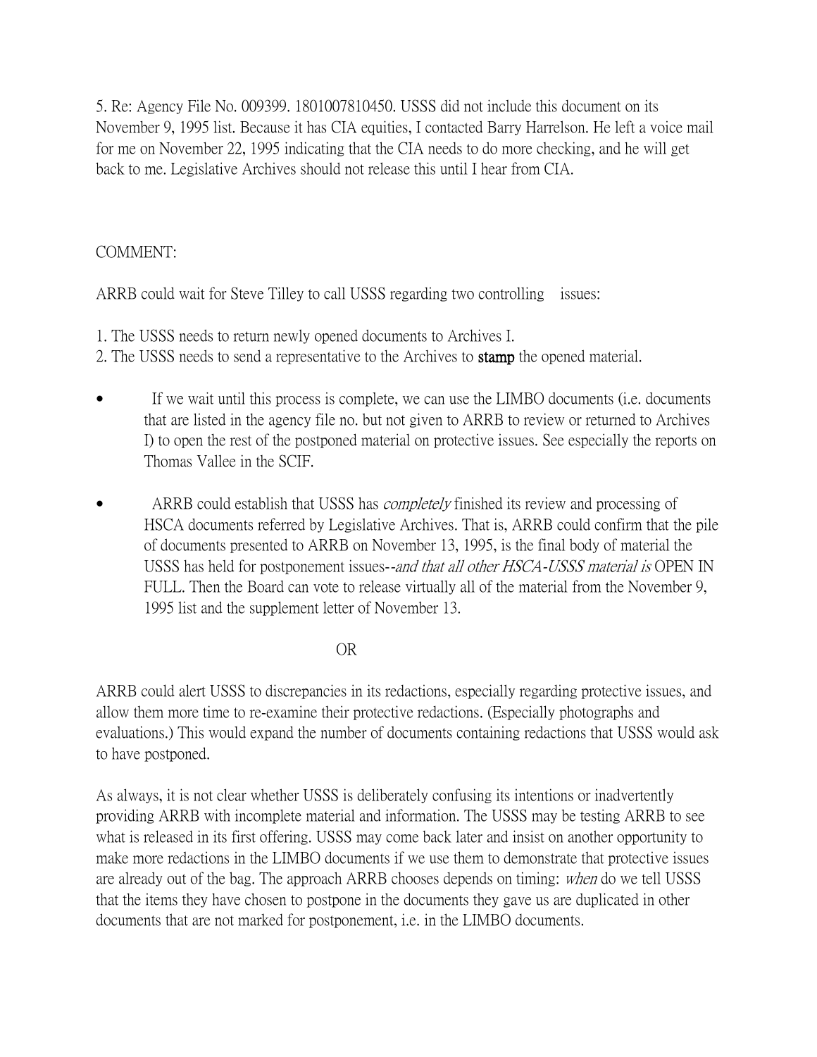5. Re: Agency File No. 009399. 1801007810450. USSS did not include this document on its November 9, 1995 list. Because it has CIA equities, I contacted Barry Harrelson. He left a voice mail for me on November 22, 1995 indicating that the CIA needs to do more checking, and he will get back to me. Legislative Archives should not release this until I hear from CIA.

COMMENT:

ARRB could wait for Steve Tilley to call USSS regarding two controlling issues:

1. The USSS needs to return newly opened documents to Archives I.
2. The USSS needs to send a representative to the Archives to **stamp** the opened material.

- If we wait until this process is complete, we can use the LIMBO documents (i.e. documents that are listed in the agency file no. but not given to ARRB to review or returned to Archives I) to open the rest of the postponed material on protective issues. See especially the reports on Thomas Vallee in the SCIF.

- ARRB could establish that USSS has *completely* finished its review and processing of HSCA documents referred by Legislative Archives. That is, ARRB could confirm that the pile of documents presented to ARRB on November 13, 1995, is the final body of material the USSS has held for postponement issues--*and that all other HSCA-USSS material is* OPEN IN FULL. Then the Board can vote to release virtually all of the material from the November 9, 1995 list and the supplement letter of November 13.

OR

ARRB could alert USSS to discrepancies in its redactions, especially regarding protective issues, and allow them more time to re-examine their protective redactions. (Especially photographs and evaluations.) This would expand the number of documents containing redactions that USSS would ask to have postponed.

As always, it is not clear whether USSS is deliberately confusing its intentions or inadvertently providing ARRB with incomplete material and information. The USSS may be testing ARRB to see what is released in its first offering. USSS may come back later and insist on another opportunity to make more redactions in the LIMBO documents if we use them to demonstrate that protective issues are already out of the bag. The approach ARRB chooses depends on timing: *when* do we tell USSS that the items they have chosen to postpone in the documents they gave us are duplicated in other documents that are not marked for postponement, i.e. in the LIMBO documents.